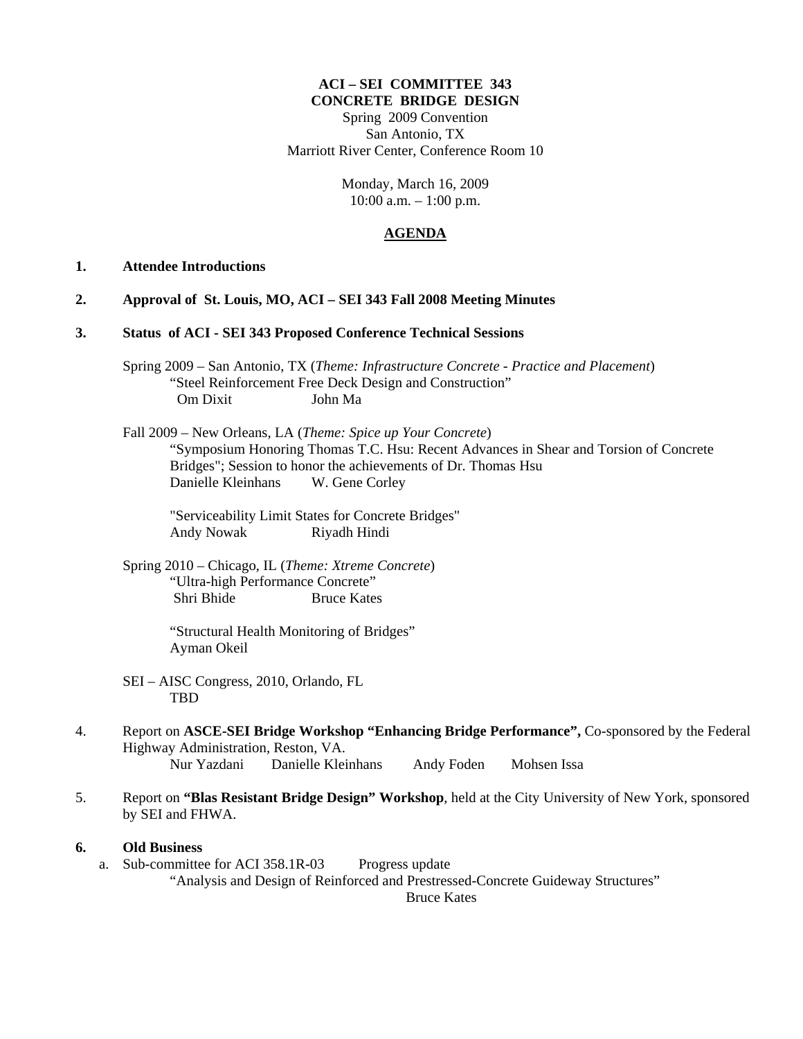**ACI – SEI COMMITTEE 343**
**CONCRETE BRIDGE DESIGN**
Spring 2009 Convention
San Antonio, TX
Marriott River Center, Conference Room 10

Monday, March 16, 2009
10:00 a.m. – 1:00 p.m.

## AGENDA

**1. Attendee Introductions**

**2. Approval of St. Louis, MO, ACI – SEI 343 Fall 2008 Meeting Minutes**

**3. Status of ACI - SEI 343 Proposed Conference Technical Sessions**

Spring 2009 – San Antonio, TX (*Theme: Infrastructure Concrete - Practice and Placement*)
"Steel Reinforcement Free Deck Design and Construction"
Om Dixit John Ma

Fall 2009 – New Orleans, LA (*Theme: Spice up Your Concrete*)
"Symposium Honoring Thomas T.C. Hsu: Recent Advances in Shear and Torsion of Concrete Bridges"; Session to honor the achievements of Dr. Thomas Hsu
Danielle Kleinhans W. Gene Corley

"Serviceability Limit States for Concrete Bridges"
Andy Nowak Riyadh Hindi

Spring 2010 – Chicago, IL (*Theme: Xtreme Concrete*)
"Ultra-high Performance Concrete"
Shri Bhide Bruce Kates

"Structural Health Monitoring of Bridges"
Ayman Okeil

SEI – AISC Congress, 2010, Orlando, FL
TBD

4. Report on **ASCE-SEI Bridge Workshop "Enhancing Bridge Performance",** Co-sponsored by the Federal Highway Administration, Reston, VA.
Nur Yazdani Danielle Kleinhans Andy Foden Mohsen Issa

5. Report on **"Blas Resistant Bridge Design" Workshop**, held at the City University of New York, sponsored by SEI and FHWA.

**6. Old Business**

a. Sub-committee for ACI 358.1R-03 Progress update
"Analysis and Design of Reinforced and Prestressed-Concrete Guideway Structures"
Bruce Kates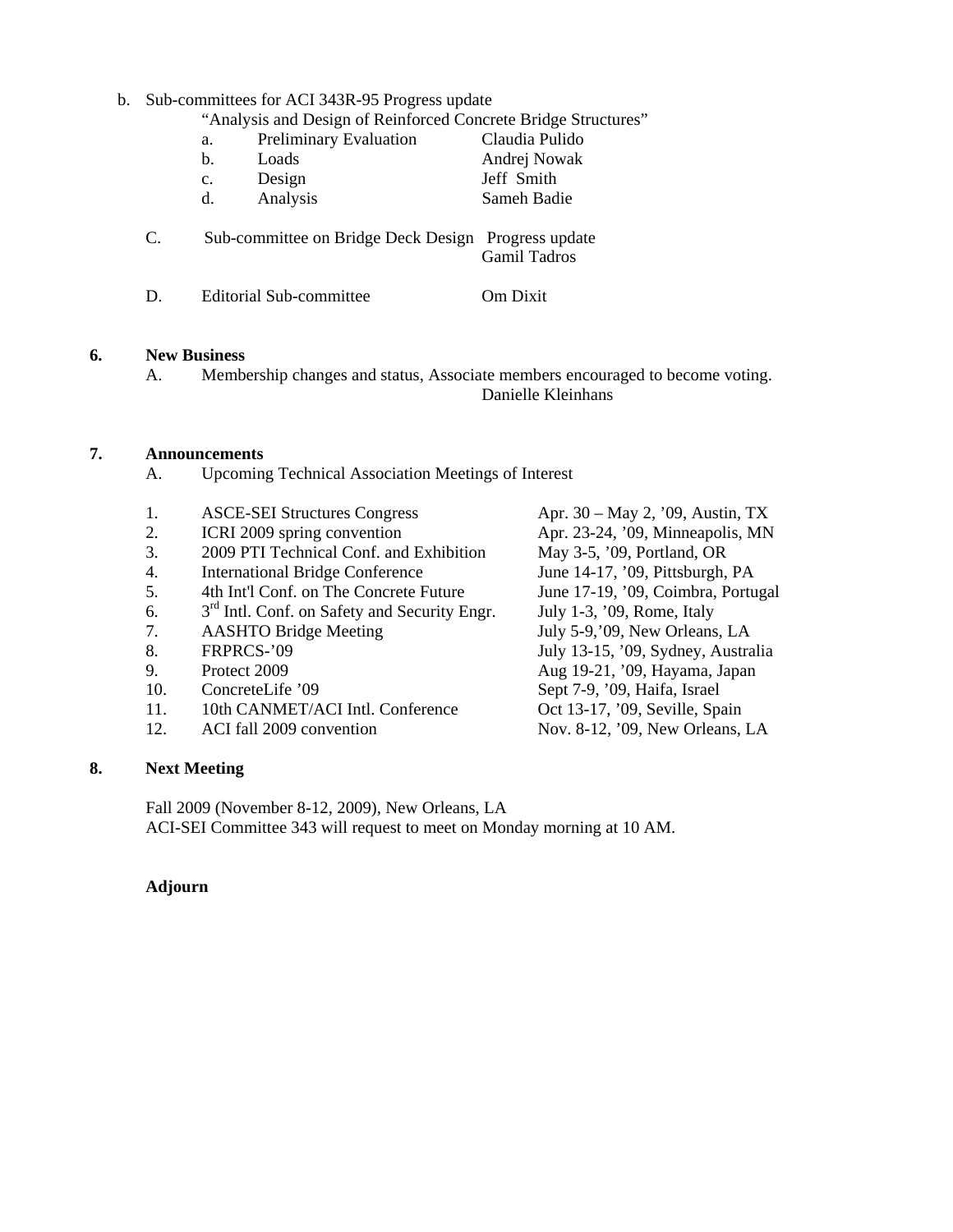b. Sub-committees for ACI 343R-95 Progress update
   "Analysis and Design of Reinforced Concrete Bridge Structures"

| | | |
|---|---|---|
| a. | Preliminary Evaluation | Claudia Pulido |
| b. | Loads | Andrej Nowak |
| c. | Design | Jeff Smith |
| d. | Analysis | Sameh Badie |

C. Sub-committee on Bridge Deck Design Progress update
   Gamil Tadros

D. Editorial Sub-committee Om Dixit

**6. New Business**

A. Membership changes and status, Associate members encouraged to become voting.
   Danielle Kleinhans

**7. Announcements**

A. Upcoming Technical Association Meetings of Interest

| | | |
|---|---|---|
| 1. | ASCE-SEI Structures Congress | Apr. 30 – May 2, '09, Austin, TX |
| 2. | ICRI 2009 spring convention | Apr. 23-24, '09, Minneapolis, MN |
| 3. | 2009 PTI Technical Conf. and Exhibition | May 3-5, '09, Portland, OR |
| 4. | International Bridge Conference | June 14-17, '09, Pittsburgh, PA |
| 5. | 4th Int'l Conf. on The Concrete Future | June 17-19, '09, Coimbra, Portugal |
| 6. | 3rd Intl. Conf. on Safety and Security Engr. | July 1-3, '09, Rome, Italy |
| 7. | AASHTO Bridge Meeting | July 5-9,'09, New Orleans, LA |
| 8. | FRPRCS-'09 | July 13-15, '09, Sydney, Australia |
| 9. | Protect 2009 | Aug 19-21, '09, Hayama, Japan |
| 10. | ConcreteLife '09 | Sept 7-9, '09, Haifa, Israel |
| 11. | 10th CANMET/ACI Intl. Conference | Oct 13-17, '09, Seville, Spain |
| 12. | ACI fall 2009 convention | Nov. 8-12, '09, New Orleans, LA |

**8. Next Meeting**

Fall 2009 (November 8-12, 2009), New Orleans, LA
ACI-SEI Committee 343 will request to meet on Monday morning at 10 AM.

**Adjourn**